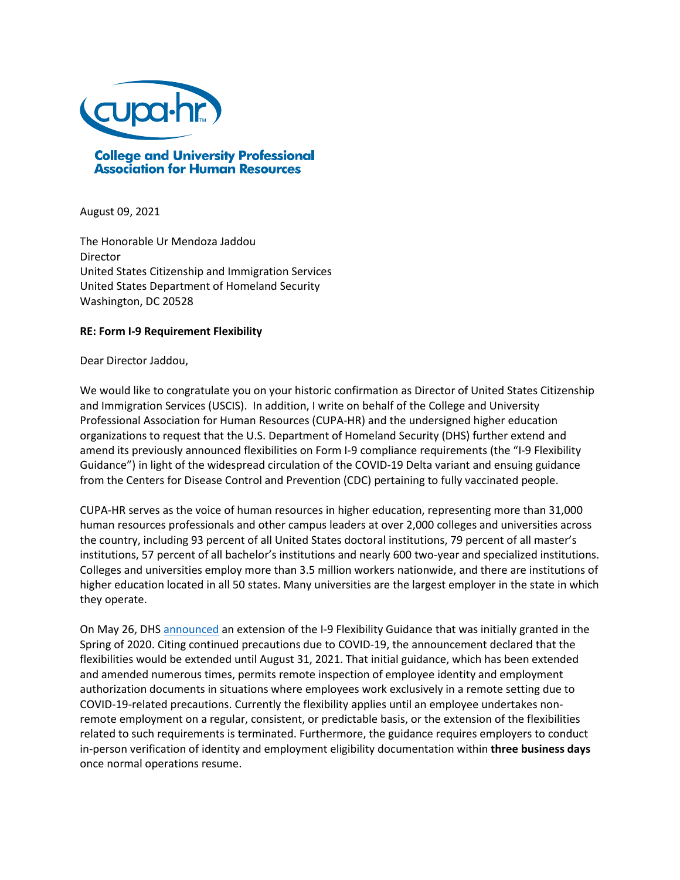College and University Professional Association for Human Resources

August 09, 2021

The Honorable Ur Mendoza Jaddou
Director
United States Citizenship and Immigration Services
United States Department of Homeland Security
Washington, DC 20528

**RE: Form I-9 Requirement Flexibility**

Dear Director Jaddou,

We would like to congratulate you on your historic confirmation as Director of United States Citizenship and Immigration Services (USCIS). In addition, I write on behalf of the College and University Professional Association for Human Resources (CUPA-HR) and the undersigned higher education organizations to request that the U.S. Department of Homeland Security (DHS) further extend and amend its previously announced flexibilities on Form I-9 compliance requirements (the "I-9 Flexibility Guidance") in light of the widespread circulation of the COVID-19 Delta variant and ensuing guidance from the Centers for Disease Control and Prevention (CDC) pertaining to fully vaccinated people.

CUPA-HR serves as the voice of human resources in higher education, representing more than 31,000 human resources professionals and other campus leaders at over 2,000 colleges and universities across the country, including 93 percent of all United States doctoral institutions, 79 percent of all master's institutions, 57 percent of all bachelor's institutions and nearly 600 two-year and specialized institutions. Colleges and universities employ more than 3.5 million workers nationwide, and there are institutions of higher education located in all 50 states. Many universities are the largest employer in the state in which they operate.

On May 26, DHS announced an extension of the I-9 Flexibility Guidance that was initially granted in the Spring of 2020. Citing continued precautions due to COVID-19, the announcement declared that the flexibilities would be extended until August 31, 2021. That initial guidance, which has been extended and amended numerous times, permits remote inspection of employee identity and employment authorization documents in situations where employees work exclusively in a remote setting due to COVID-19-related precautions. Currently the flexibility applies until an employee undertakes non-remote employment on a regular, consistent, or predictable basis, or the extension of the flexibilities related to such requirements is terminated. Furthermore, the guidance requires employers to conduct in-person verification of identity and employment eligibility documentation within **three business days** once normal operations resume.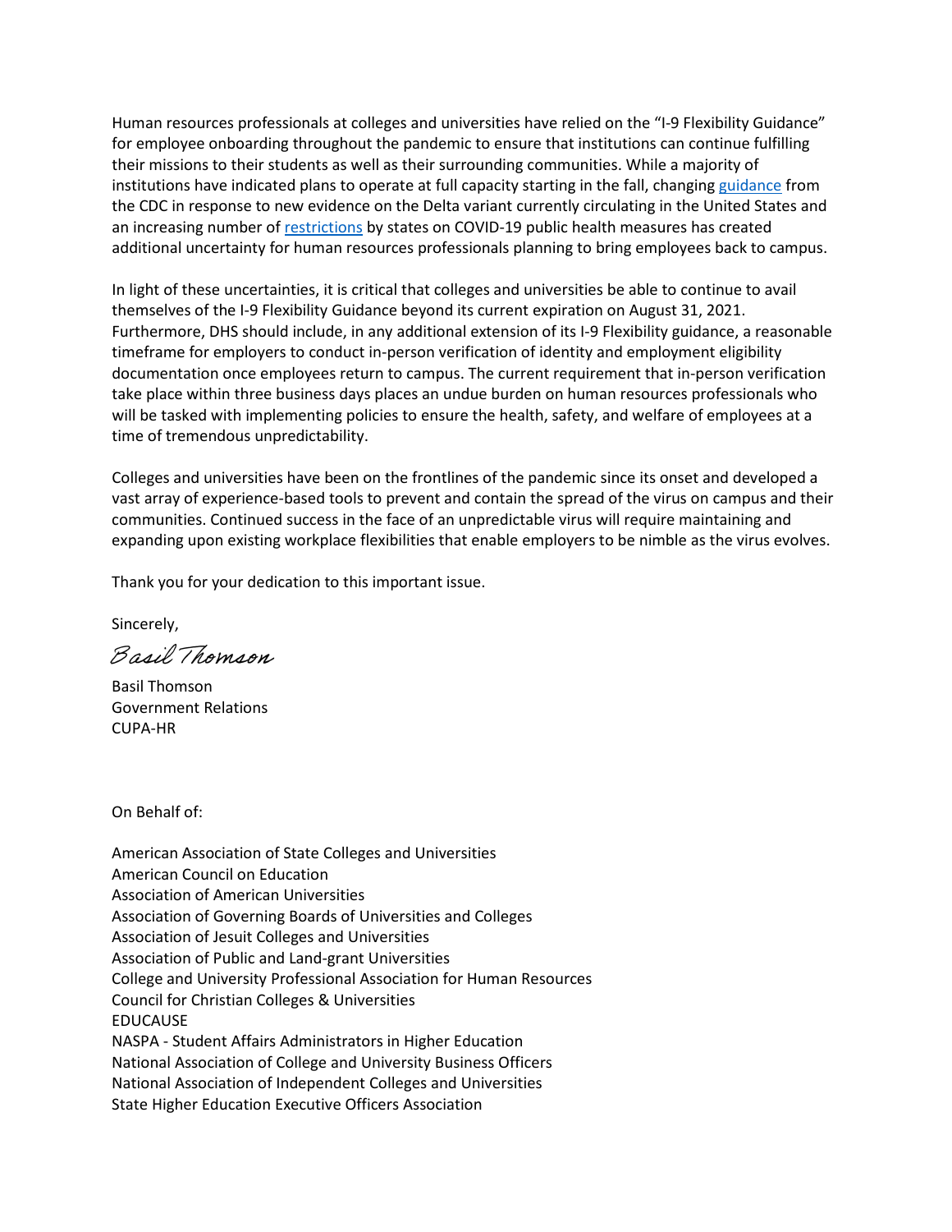Human resources professionals at colleges and universities have relied on the "I-9 Flexibility Guidance" for employee onboarding throughout the pandemic to ensure that institutions can continue fulfilling their missions to their students as well as their surrounding communities. While a majority of institutions have indicated plans to operate at full capacity starting in the fall, changing guidance from the CDC in response to new evidence on the Delta variant currently circulating in the United States and an increasing number of restrictions by states on COVID-19 public health measures has created additional uncertainty for human resources professionals planning to bring employees back to campus.

In light of these uncertainties, it is critical that colleges and universities be able to continue to avail themselves of the I-9 Flexibility Guidance beyond its current expiration on August 31, 2021. Furthermore, DHS should include, in any additional extension of its I-9 Flexibility guidance, a reasonable timeframe for employers to conduct in-person verification of identity and employment eligibility documentation once employees return to campus. The current requirement that in-person verification take place within three business days places an undue burden on human resources professionals who will be tasked with implementing policies to ensure the health, safety, and welfare of employees at a time of tremendous unpredictability.

Colleges and universities have been on the frontlines of the pandemic since its onset and developed a vast array of experience-based tools to prevent and contain the spread of the virus on campus and their communities. Continued success in the face of an unpredictable virus will require maintaining and expanding upon existing workplace flexibilities that enable employers to be nimble as the virus evolves.

Thank you for your dedication to this important issue.

Sincerely,

*Basil Thomson*

Basil Thomson
Government Relations
CUPA-HR

On Behalf of:

American Association of State Colleges and Universities
American Council on Education
Association of American Universities
Association of Governing Boards of Universities and Colleges
Association of Jesuit Colleges and Universities
Association of Public and Land-grant Universities
College and University Professional Association for Human Resources
Council for Christian Colleges & Universities
EDUCAUSE
NASPA - Student Affairs Administrators in Higher Education
National Association of College and University Business Officers
National Association of Independent Colleges and Universities
State Higher Education Executive Officers Association